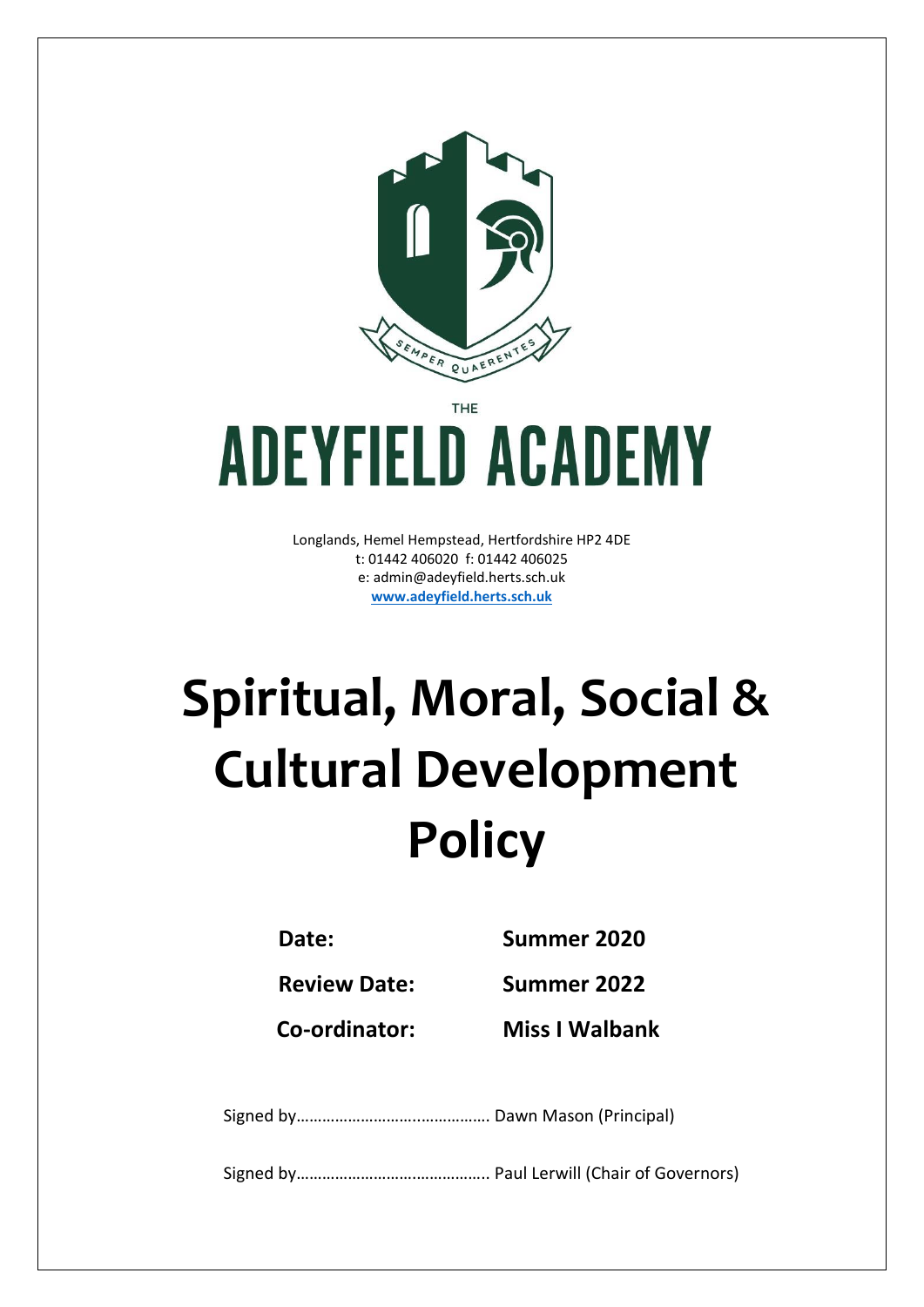SEMPER QUAERENTES

THE

# ADEYFIELD ACADEMY

Longlands, Hemel Hempstead, Hertfordshire HP2 4DE
t: 01442 406020 f: 01442 406025
e: admin@adeyfield.herts.sch.uk
**www.adeyfield.herts.sch.uk**

# Spiritual, Moral, Social & Cultural Development Policy

| | |
|---|---|
| **Date:** | **Summer 2020** |
| **Review Date:** | **Summer 2022** |
| **Co-ordinator:** | **Miss I Walbank** |

Signed by……………………….…………… Dawn Mason (Principal)

Signed by…………………………………….. Paul Lerwill (Chair of Governors)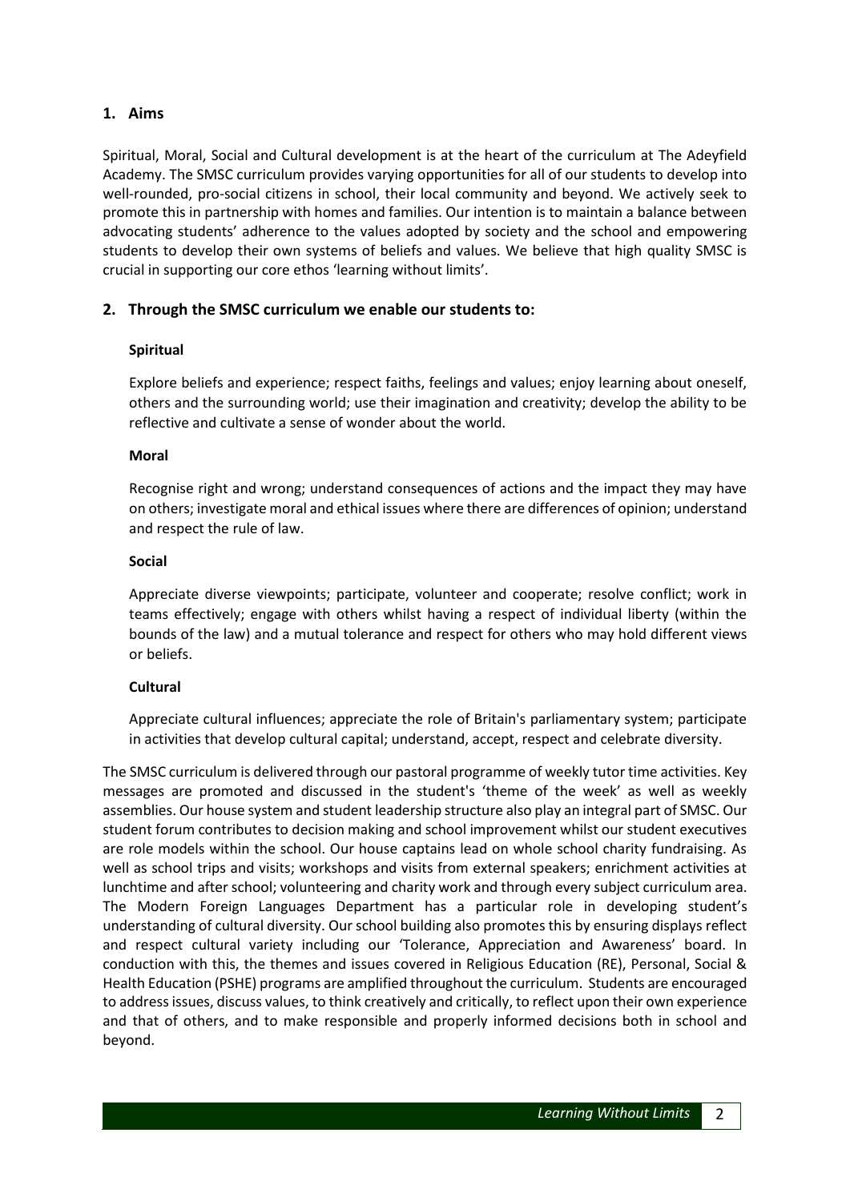## 1. Aims

Spiritual, Moral, Social and Cultural development is at the heart of the curriculum at The Adeyfield Academy. The SMSC curriculum provides varying opportunities for all of our students to develop into well-rounded, pro-social citizens in school, their local community and beyond. We actively seek to promote this in partnership with homes and families. Our intention is to maintain a balance between advocating students' adherence to the values adopted by society and the school and empowering students to develop their own systems of beliefs and values. We believe that high quality SMSC is crucial in supporting our core ethos 'learning without limits'.

## 2. Through the SMSC curriculum we enable our students to:

**Spiritual**

Explore beliefs and experience; respect faiths, feelings and values; enjoy learning about oneself, others and the surrounding world; use their imagination and creativity; develop the ability to be reflective and cultivate a sense of wonder about the world.

**Moral**

Recognise right and wrong; understand consequences of actions and the impact they may have on others; investigate moral and ethical issues where there are differences of opinion; understand and respect the rule of law.

**Social**

Appreciate diverse viewpoints; participate, volunteer and cooperate; resolve conflict; work in teams effectively; engage with others whilst having a respect of individual liberty (within the bounds of the law) and a mutual tolerance and respect for others who may hold different views or beliefs.

**Cultural**

Appreciate cultural influences; appreciate the role of Britain's parliamentary system; participate in activities that develop cultural capital; understand, accept, respect and celebrate diversity.

The SMSC curriculum is delivered through our pastoral programme of weekly tutor time activities. Key messages are promoted and discussed in the student's 'theme of the week' as well as weekly assemblies. Our house system and student leadership structure also play an integral part of SMSC. Our student forum contributes to decision making and school improvement whilst our student executives are role models within the school. Our house captains lead on whole school charity fundraising. As well as school trips and visits; workshops and visits from external speakers; enrichment activities at lunchtime and after school; volunteering and charity work and through every subject curriculum area. The Modern Foreign Languages Department has a particular role in developing student's understanding of cultural diversity. Our school building also promotes this by ensuring displays reflect and respect cultural variety including our 'Tolerance, Appreciation and Awareness' board. In conduction with this, the themes and issues covered in Religious Education (RE), Personal, Social & Health Education (PSHE) programs are amplified throughout the curriculum. Students are encouraged to address issues, discuss values, to think creatively and critically, to reflect upon their own experience and that of others, and to make responsible and properly informed decisions both in school and beyond.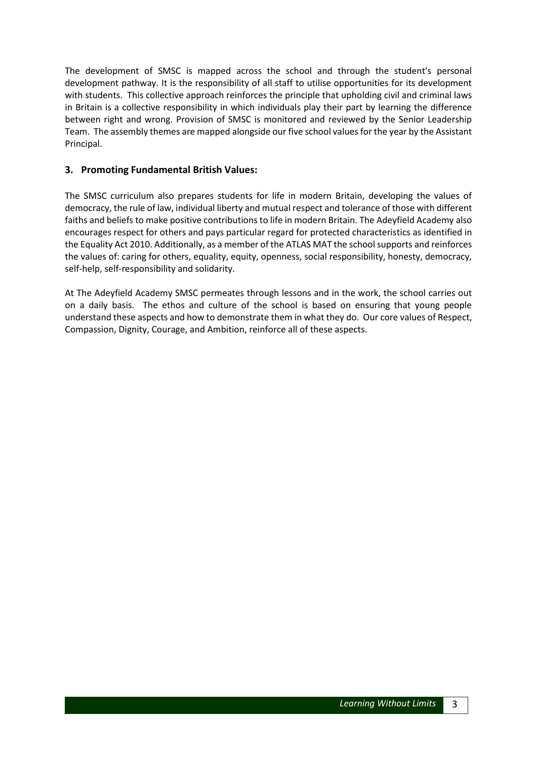The development of SMSC is mapped across the school and through the student's personal development pathway. It is the responsibility of all staff to utilise opportunities for its development with students. This collective approach reinforces the principle that upholding civil and criminal laws in Britain is a collective responsibility in which individuals play their part by learning the difference between right and wrong. Provision of SMSC is monitored and reviewed by the Senior Leadership Team. The assembly themes are mapped alongside our five school values for the year by the Assistant Principal.

### 3. Promoting Fundamental British Values:

The SMSC curriculum also prepares students for life in modern Britain, developing the values of democracy, the rule of law, individual liberty and mutual respect and tolerance of those with different faiths and beliefs to make positive contributions to life in modern Britain. The Adeyfield Academy also encourages respect for others and pays particular regard for protected characteristics as identified in the Equality Act 2010. Additionally, as a member of the ATLAS MAT the school supports and reinforces the values of: caring for others, equality, equity, openness, social responsibility, honesty, democracy, self-help, self-responsibility and solidarity.

At The Adeyfield Academy SMSC permeates through lessons and in the work, the school carries out on a daily basis. The ethos and culture of the school is based on ensuring that young people understand these aspects and how to demonstrate them in what they do. Our core values of Respect, Compassion, Dignity, Courage, and Ambition, reinforce all of these aspects.